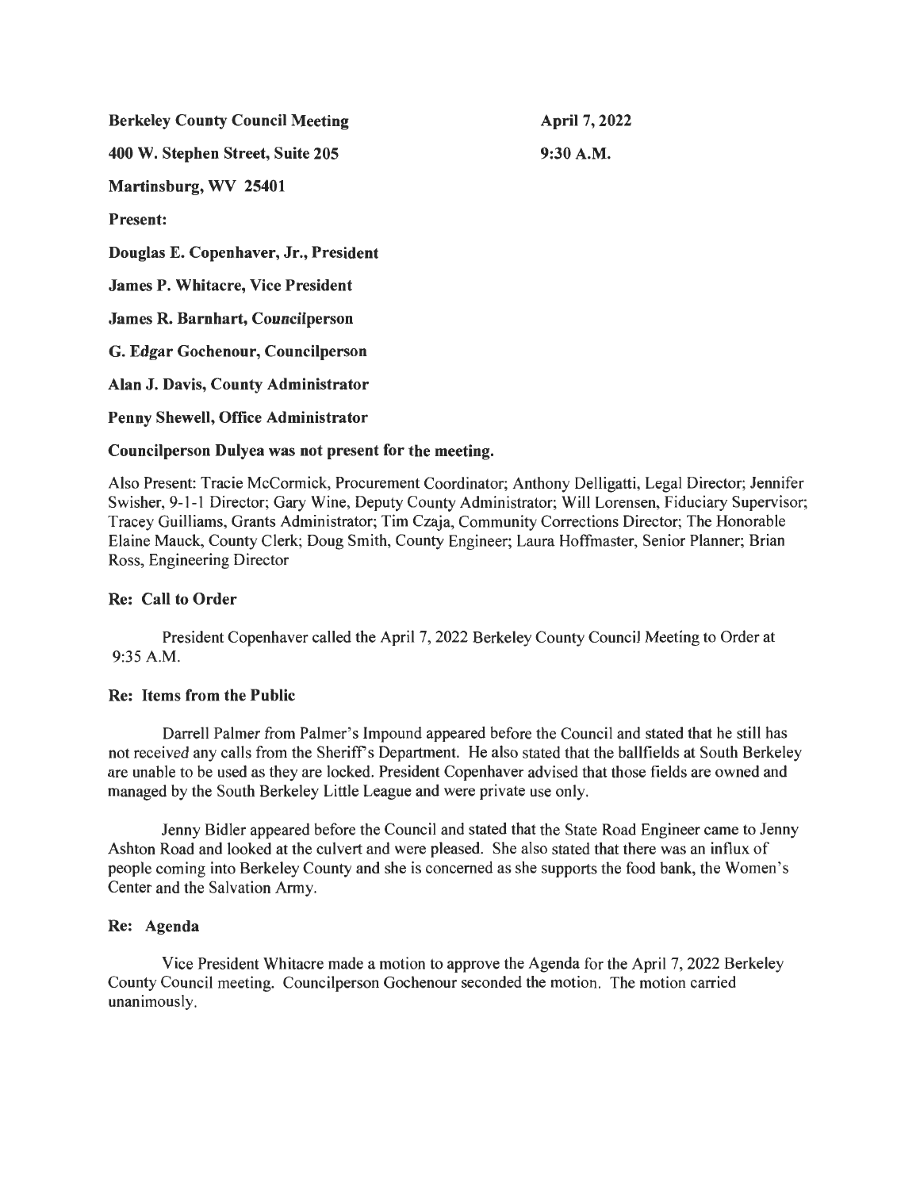**Berkeley County Council Meeting** **April 7, 2022**

**400 W. Stephen Street, Suite 205** **9:30 A.M.**

**Martinsburg, WV 25401**

**Present:**

**Douglas E. Copenhaver, Jr., President**

**James P. Whitacre, Vice President**

**James R. Barnhart, Councilperson**

**G. Edgar Gochenour, Councilperson**

**Alan J. Davis, County Administrator**

**Penny Shewell, Office Administrator**

**Councilperson Dulyea was not present for the meeting.**

Also Present: Tracie McCormick, Procurement Coordinator; Anthony Delligatti, Legal Director; Jennifer Swisher, 9-1-1 Director; Gary Wine, Deputy County Administrator; Will Lorensen, Fiduciary Supervisor; Tracey Guilliams, Grants Administrator; Tim Czaja, Community Corrections Director; The Honorable Elaine Mauck, County Clerk; Doug Smith, County Engineer; Laura Hoffmaster, Senior Planner; Brian Ross, Engineering Director

**Re: Call to Order**

President Copenhaver called the April 7, 2022 Berkeley County Council Meeting to Order at 9:35 A.M.

**Re: Items from the Public**

Darrell Palmer from Palmer's Impound appeared before the Council and stated that he still has not received any calls from the Sheriff's Department. He also stated that the ballfields at South Berkeley are unable to be used as they are locked. President Copenhaver advised that those fields are owned and managed by the South Berkeley Little League and were private use only.

Jenny Bidler appeared before the Council and stated that the State Road Engineer came to Jenny Ashton Road and looked at the culvert and were pleased. She also stated that there was an influx of people coming into Berkeley County and she is concerned as she supports the food bank, the Women's Center and the Salvation Army.

**Re: Agenda**

Vice President Whitacre made a motion to approve the Agenda for the April 7, 2022 Berkeley County Council meeting. Councilperson Gochenour seconded the motion. The motion carried unanimously.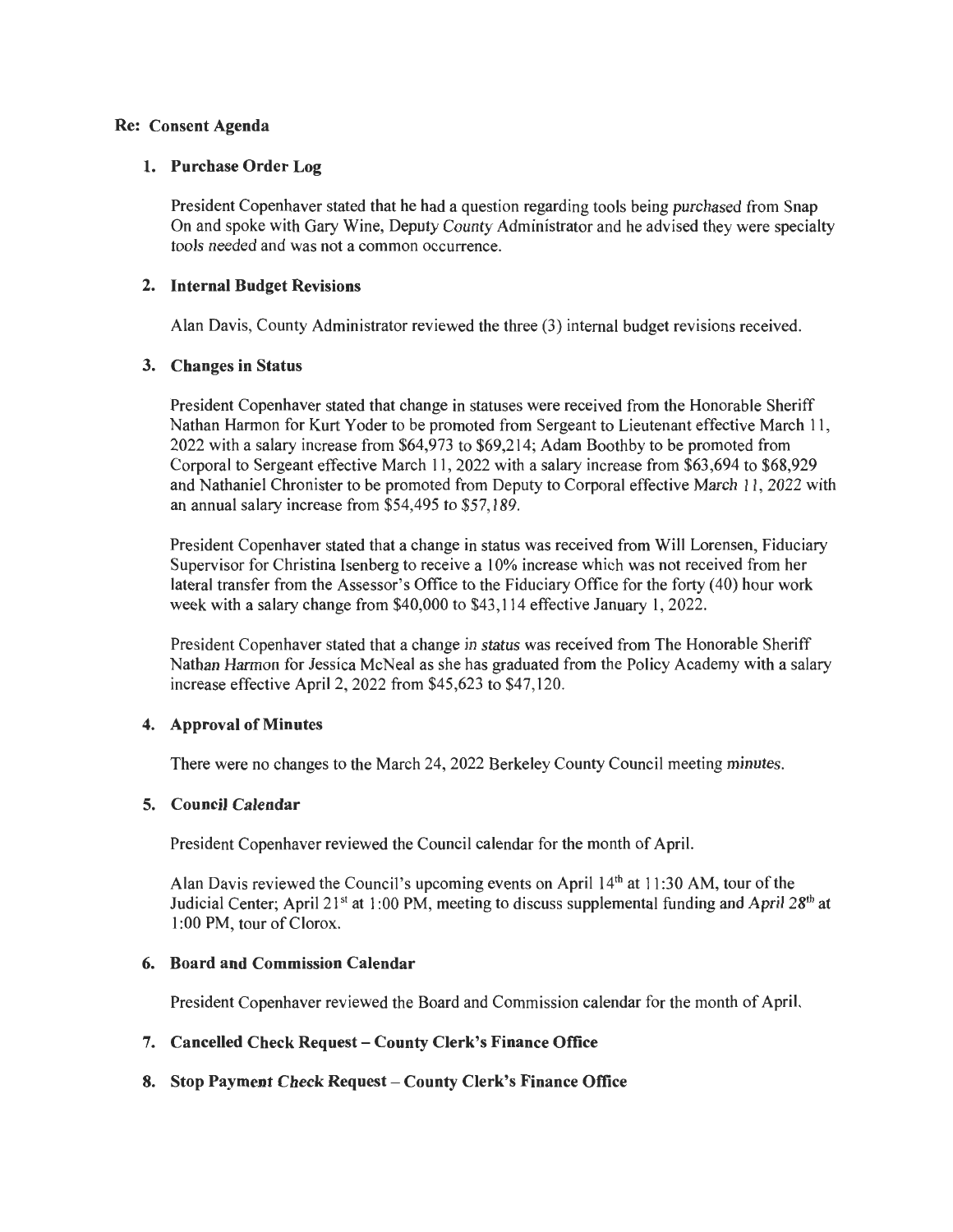**Re: Consent Agenda**

1. **Purchase Order Log**

   President Copenhaver stated that he had a question regarding tools being purchased from Snap On and spoke with Gary Wine, Deputy County Administrator and he advised they were specialty tools needed and was not a common occurrence.

2. **Internal Budget Revisions**

   Alan Davis, County Administrator reviewed the three (3) internal budget revisions received.

3. **Changes in Status**

   President Copenhaver stated that change in statuses were received from the Honorable Sheriff Nathan Harmon for Kurt Yoder to be promoted from Sergeant to Lieutenant effective March 11, 2022 with a salary increase from $64,973 to $69,214; Adam Boothby to be promoted from Corporal to Sergeant effective March 11, 2022 with a salary increase from $63,694 to $68,929 and Nathaniel Chronister to be promoted from Deputy to Corporal effective March 11, 2022 with an annual salary increase from $54,495 to $57,189.

   President Copenhaver stated that a change in status was received from Will Lorensen, Fiduciary Supervisor for Christina Isenberg to receive a 10% increase which was not received from her lateral transfer from the Assessor's Office to the Fiduciary Office for the forty (40) hour work week with a salary change from $40,000 to $43,114 effective January 1, 2022.

   President Copenhaver stated that a change in status was received from The Honorable Sheriff Nathan Harmon for Jessica McNeal as she has graduated from the Policy Academy with a salary increase effective April 2, 2022 from $45,623 to $47,120.

4. **Approval of Minutes**

   There were no changes to the March 24, 2022 Berkeley County Council meeting minutes.

5. **Council Calendar**

   President Copenhaver reviewed the Council calendar for the month of April.

   Alan Davis reviewed the Council's upcoming events on April 14th at 11:30 AM, tour of the Judicial Center; April 21st at 1:00 PM, meeting to discuss supplemental funding and April 28th at 1:00 PM, tour of Clorox.

6. **Board and Commission Calendar**

   President Copenhaver reviewed the Board and Commission calendar for the month of April.

7. **Cancelled Check Request – County Clerk's Finance Office**

8. **Stop Payment Check Request – County Clerk's Finance Office**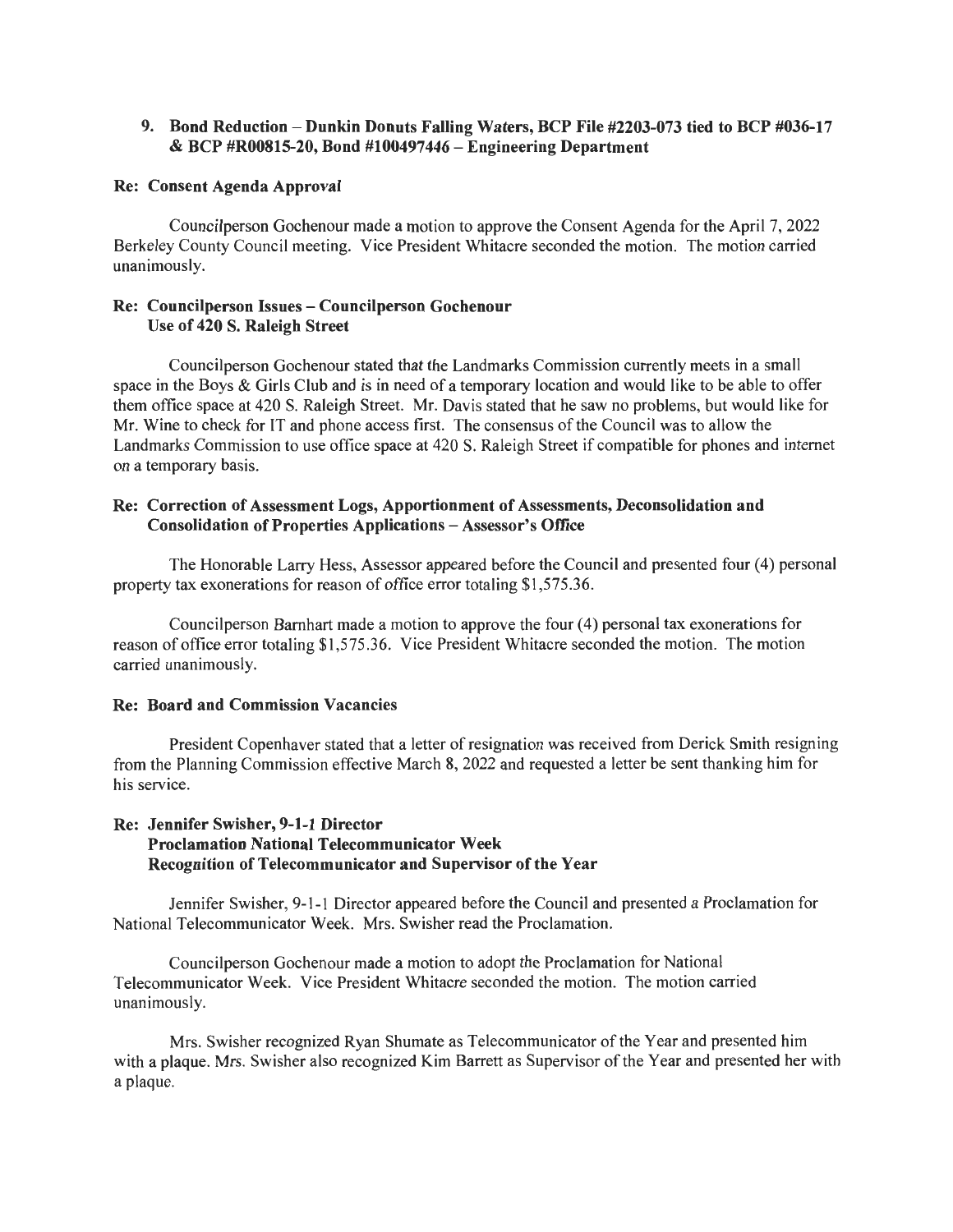9. **Bond Reduction – Dunkin Donuts Falling Waters, BCP File #2203-073 tied to BCP #036-17 & BCP #R00815-20, Bond #100497446 – Engineering Department**

**Re: Consent Agenda Approval**

Councilperson Gochenour made a motion to approve the Consent Agenda for the April 7, 2022 Berkeley County Council meeting. Vice President Whitacre seconded the motion. The motion carried unanimously.

**Re: Councilperson Issues – Councilperson Gochenour**
**Use of 420 S. Raleigh Street**

Councilperson Gochenour stated that the Landmarks Commission currently meets in a small space in the Boys & Girls Club and is in need of a temporary location and would like to be able to offer them office space at 420 S. Raleigh Street. Mr. Davis stated that he saw no problems, but would like for Mr. Wine to check for IT and phone access first. The consensus of the Council was to allow the Landmarks Commission to use office space at 420 S. Raleigh Street if compatible for phones and internet on a temporary basis.

**Re: Correction of Assessment Logs, Apportionment of Assessments, Deconsolidation and Consolidation of Properties Applications – Assessor's Office**

The Honorable Larry Hess, Assessor appeared before the Council and presented four (4) personal property tax exonerations for reason of office error totaling $1,575.36.

Councilperson Barnhart made a motion to approve the four (4) personal tax exonerations for reason of office error totaling $1,575.36. Vice President Whitacre seconded the motion. The motion carried unanimously.

**Re: Board and Commission Vacancies**

President Copenhaver stated that a letter of resignation was received from Derick Smith resigning from the Planning Commission effective March 8, 2022 and requested a letter be sent thanking him for his service.

**Re: Jennifer Swisher, 9-1-1 Director**
**Proclamation National Telecommunicator Week**
**Recognition of Telecommunicator and Supervisor of the Year**

Jennifer Swisher, 9-1-1 Director appeared before the Council and presented a Proclamation for National Telecommunicator Week. Mrs. Swisher read the Proclamation.

Councilperson Gochenour made a motion to adopt the Proclamation for National Telecommunicator Week. Vice President Whitacre seconded the motion. The motion carried unanimously.

Mrs. Swisher recognized Ryan Shumate as Telecommunicator of the Year and presented him with a plaque. Mrs. Swisher also recognized Kim Barrett as Supervisor of the Year and presented her with a plaque.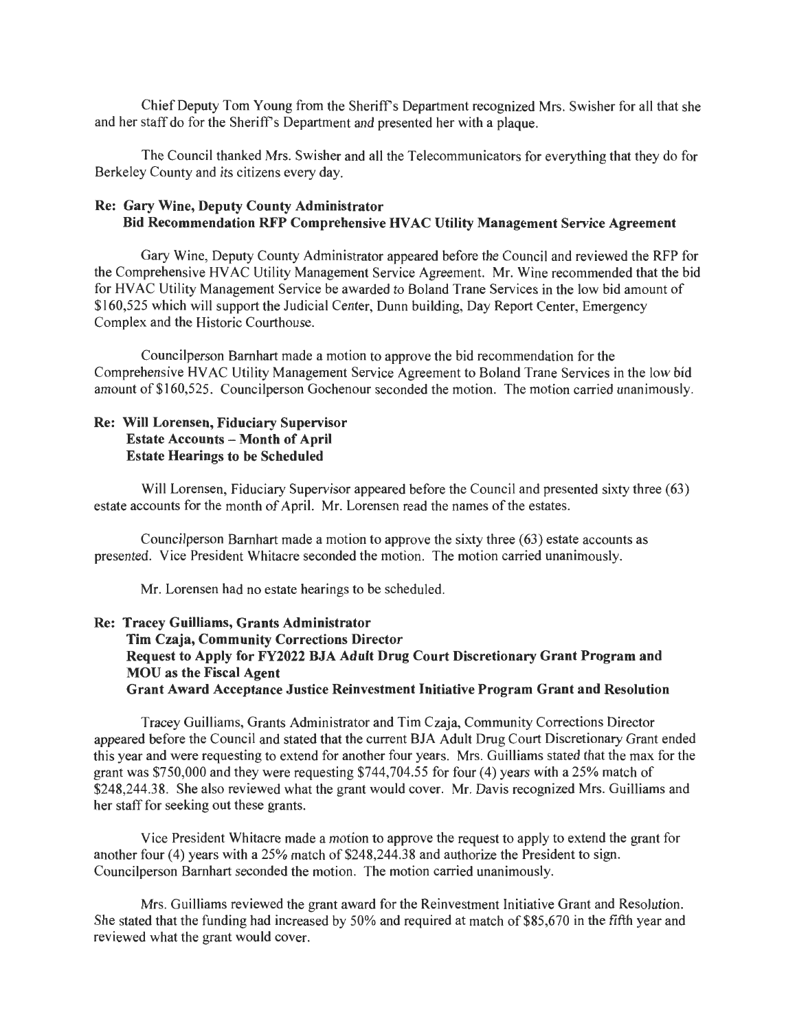Chief Deputy Tom Young from the Sheriff's Department recognized Mrs. Swisher for all that she and her staff do for the Sheriff's Department and presented her with a plaque.

The Council thanked Mrs. Swisher and all the Telecommunicators for everything that they do for Berkeley County and its citizens every day.

**Re: Gary Wine, Deputy County Administrator**
**Bid Recommendation RFP Comprehensive HVAC Utility Management Service Agreement**

Gary Wine, Deputy County Administrator appeared before the Council and reviewed the RFP for the Comprehensive HVAC Utility Management Service Agreement. Mr. Wine recommended that the bid for HVAC Utility Management Service be awarded to Boland Trane Services in the low bid amount of $160,525 which will support the Judicial Center, Dunn building, Day Report Center, Emergency Complex and the Historic Courthouse.

Councilperson Barnhart made a motion to approve the bid recommendation for the Comprehensive HVAC Utility Management Service Agreement to Boland Trane Services in the low bid amount of $160,525. Councilperson Gochenour seconded the motion. The motion carried unanimously.

**Re: Will Lorensen, Fiduciary Supervisor**
**Estate Accounts – Month of April**
**Estate Hearings to be Scheduled**

Will Lorensen, Fiduciary Supervisor appeared before the Council and presented sixty three (63) estate accounts for the month of April. Mr. Lorensen read the names of the estates.

Councilperson Barnhart made a motion to approve the sixty three (63) estate accounts as presented. Vice President Whitacre seconded the motion. The motion carried unanimously.

Mr. Lorensen had no estate hearings to be scheduled.

**Re: Tracey Guilliams, Grants Administrator**
**Tim Czaja, Community Corrections Director**
**Request to Apply for FY2022 BJA Adult Drug Court Discretionary Grant Program and MOU as the Fiscal Agent**
**Grant Award Acceptance Justice Reinvestment Initiative Program Grant and Resolution**

Tracey Guilliams, Grants Administrator and Tim Czaja, Community Corrections Director appeared before the Council and stated that the current BJA Adult Drug Court Discretionary Grant ended this year and were requesting to extend for another four years. Mrs. Guilliams stated that the max for the grant was $750,000 and they were requesting $744,704.55 for four (4) years with a 25% match of $248,244.38. She also reviewed what the grant would cover. Mr. Davis recognized Mrs. Guilliams and her staff for seeking out these grants.

Vice President Whitacre made a motion to approve the request to apply to extend the grant for another four (4) years with a 25% match of $248,244.38 and authorize the President to sign. Councilperson Barnhart seconded the motion. The motion carried unanimously.

Mrs. Guilliams reviewed the grant award for the Reinvestment Initiative Grant and Resolution. She stated that the funding had increased by 50% and required at match of $85,670 in the fifth year and reviewed what the grant would cover.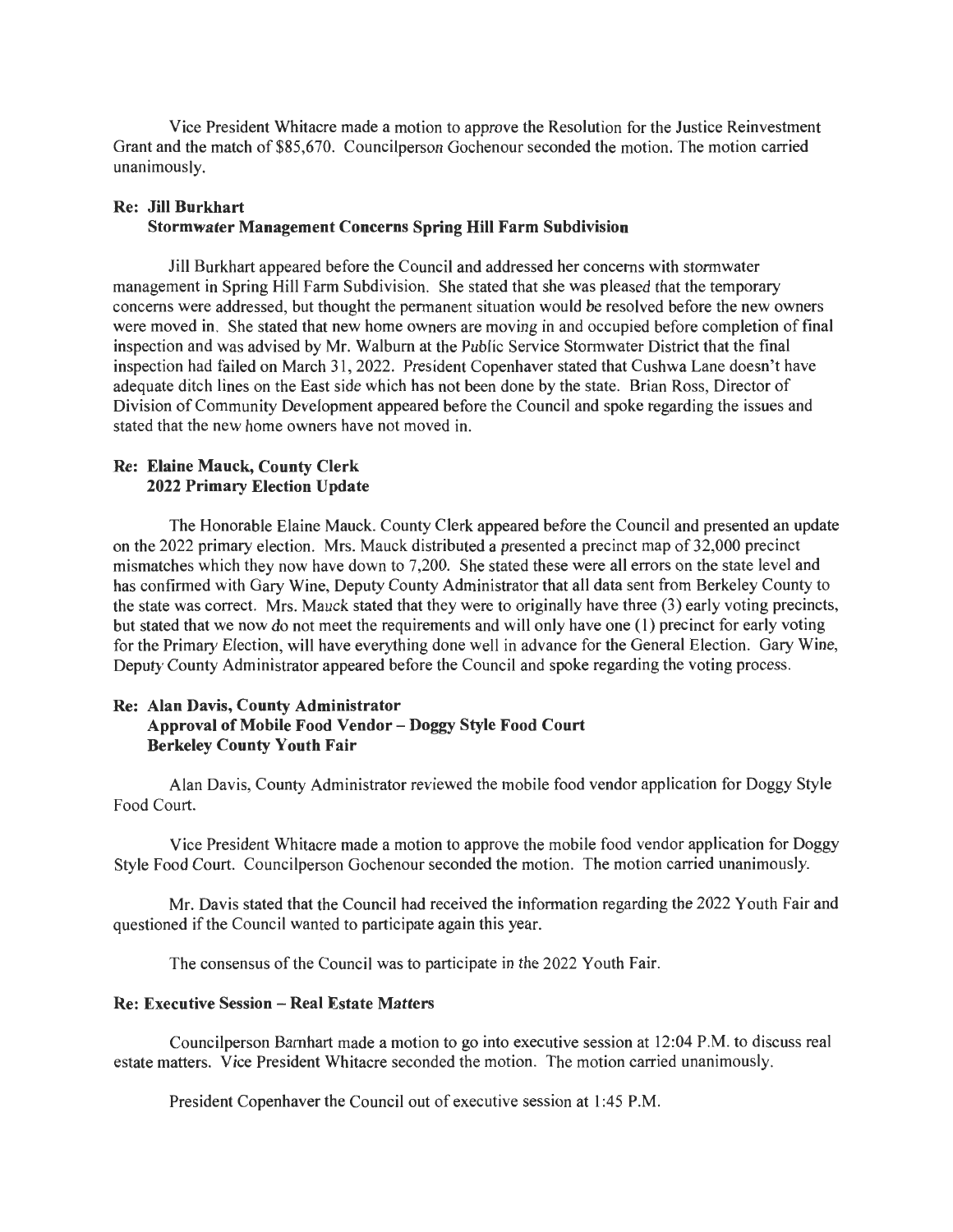Vice President Whitacre made a motion to approve the Resolution for the Justice Reinvestment Grant and the match of $85,670. Councilperson Gochenour seconded the motion. The motion carried unanimously.

**Re: Jill Burkhart**
**Stormwater Management Concerns Spring Hill Farm Subdivision**

Jill Burkhart appeared before the Council and addressed her concerns with stormwater management in Spring Hill Farm Subdivision. She stated that she was pleased that the temporary concerns were addressed, but thought the permanent situation would be resolved before the new owners were moved in. She stated that new home owners are moving in and occupied before completion of final inspection and was advised by Mr. Walburn at the Public Service Stormwater District that the final inspection had failed on March 31, 2022. President Copenhaver stated that Cushwa Lane doesn't have adequate ditch lines on the East side which has not been done by the state. Brian Ross, Director of Division of Community Development appeared before the Council and spoke regarding the issues and stated that the new home owners have not moved in.

**Re: Elaine Mauck, County Clerk**
**2022 Primary Election Update**

The Honorable Elaine Mauck. County Clerk appeared before the Council and presented an update on the 2022 primary election. Mrs. Mauck distributed a presented a precinct map of 32,000 precinct mismatches which they now have down to 7,200. She stated these were all errors on the state level and has confirmed with Gary Wine, Deputy County Administrator that all data sent from Berkeley County to the state was correct. Mrs. Mauck stated that they were to originally have three (3) early voting precincts, but stated that we now do not meet the requirements and will only have one (1) precinct for early voting for the Primary Election, will have everything done well in advance for the General Election. Gary Wine, Deputy County Administrator appeared before the Council and spoke regarding the voting process.

**Re: Alan Davis, County Administrator**
**Approval of Mobile Food Vendor – Doggy Style Food Court**
**Berkeley County Youth Fair**

Alan Davis, County Administrator reviewed the mobile food vendor application for Doggy Style Food Court.

Vice President Whitacre made a motion to approve the mobile food vendor application for Doggy Style Food Court. Councilperson Gochenour seconded the motion. The motion carried unanimously.

Mr. Davis stated that the Council had received the information regarding the 2022 Youth Fair and questioned if the Council wanted to participate again this year.

The consensus of the Council was to participate in the 2022 Youth Fair.

**Re: Executive Session – Real Estate Matters**

Councilperson Barnhart made a motion to go into executive session at 12:04 P.M. to discuss real estate matters. Vice President Whitacre seconded the motion. The motion carried unanimously.

President Copenhaver the Council out of executive session at 1:45 P.M.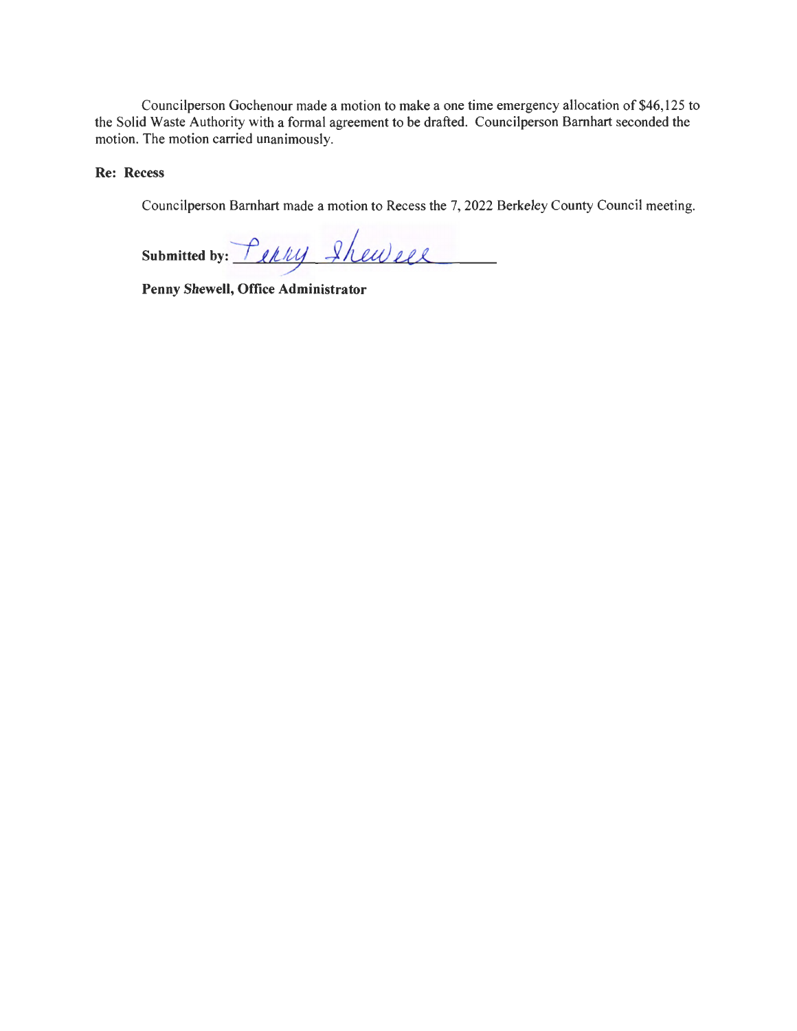Councilperson Gochenour made a motion to make a one time emergency allocation of $46,125 to the Solid Waste Authority with a formal agreement to be drafted. Councilperson Barnhart seconded the motion. The motion carried unanimously.

**Re: Recess**

Councilperson Barnhart made a motion to Recess the 7, 2022 Berkeley County Council meeting.

**Submitted by:** Penny Shewell

**Penny Shewell, Office Administrator**